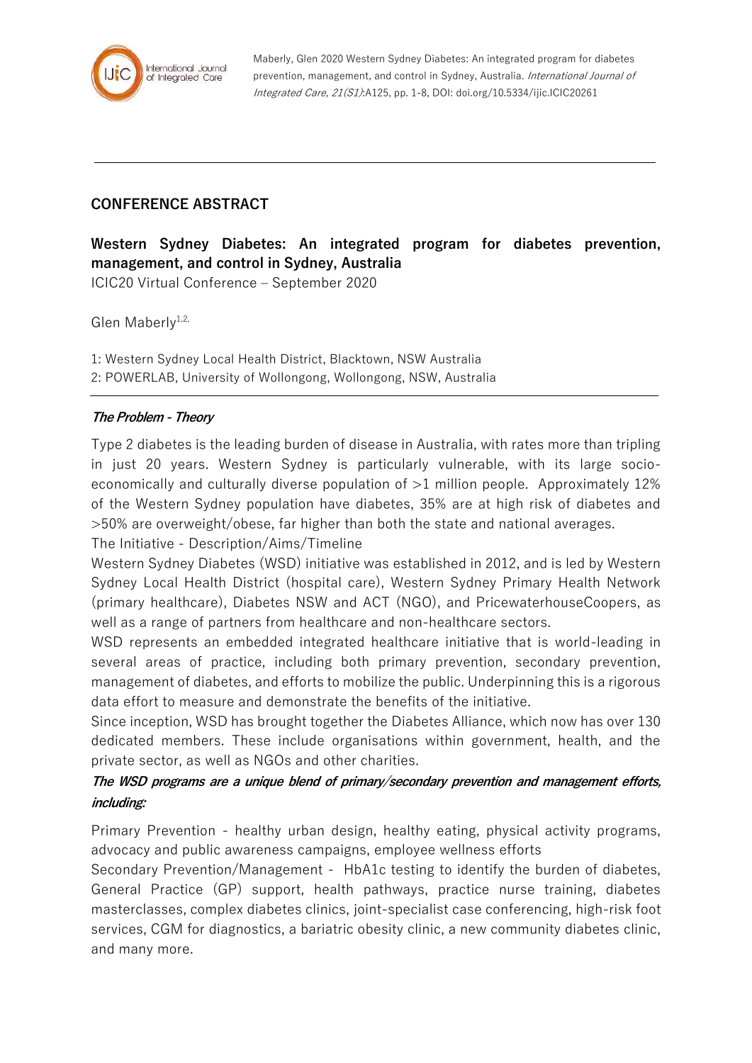Maberly, Glen 2020 Western Sydney Diabetes: An integrated program for diabetes prevention, management, and control in Sydney, Australia. *International Journal of Integrated Care, 21(S1)*:A125, pp. 1-8, DOI: doi.org/10.5334/ijic.ICIC20261

## CONFERENCE ABSTRACT

# Western Sydney Diabetes: An integrated program for diabetes prevention, management, and control in Sydney, Australia

ICIC20 Virtual Conference – September 2020

Glen Maberly[1,2,]

1: Western Sydney Local Health District, Blacktown, NSW Australia
2: POWERLAB, University of Wollongong, Wollongong, NSW, Australia

***The Problem - Theory***

Type 2 diabetes is the leading burden of disease in Australia, with rates more than tripling in just 20 years. Western Sydney is particularly vulnerable, with its large socio-economically and culturally diverse population of >1 million people. Approximately 12% of the Western Sydney population have diabetes, 35% are at high risk of diabetes and >50% are overweight/obese, far higher than both the state and national averages.

The Initiative - Description/Aims/Timeline

Western Sydney Diabetes (WSD) initiative was established in 2012, and is led by Western Sydney Local Health District (hospital care), Western Sydney Primary Health Network (primary healthcare), Diabetes NSW and ACT (NGO), and PricewaterhouseCoopers, as well as a range of partners from healthcare and non-healthcare sectors.

WSD represents an embedded integrated healthcare initiative that is world-leading in several areas of practice, including both primary prevention, secondary prevention, management of diabetes, and efforts to mobilize the public. Underpinning this is a rigorous data effort to measure and demonstrate the benefits of the initiative.

Since inception, WSD has brought together the Diabetes Alliance, which now has over 130 dedicated members. These include organisations within government, health, and the private sector, as well as NGOs and other charities.

***The WSD programs are a unique blend of primary/secondary prevention and management efforts, including:***

Primary Prevention - healthy urban design, healthy eating, physical activity programs, advocacy and public awareness campaigns, employee wellness efforts

Secondary Prevention/Management - HbA1c testing to identify the burden of diabetes, General Practice (GP) support, health pathways, practice nurse training, diabetes masterclasses, complex diabetes clinics, joint-specialist case conferencing, high-risk foot services, CGM for diagnostics, a bariatric obesity clinic, a new community diabetes clinic, and many more.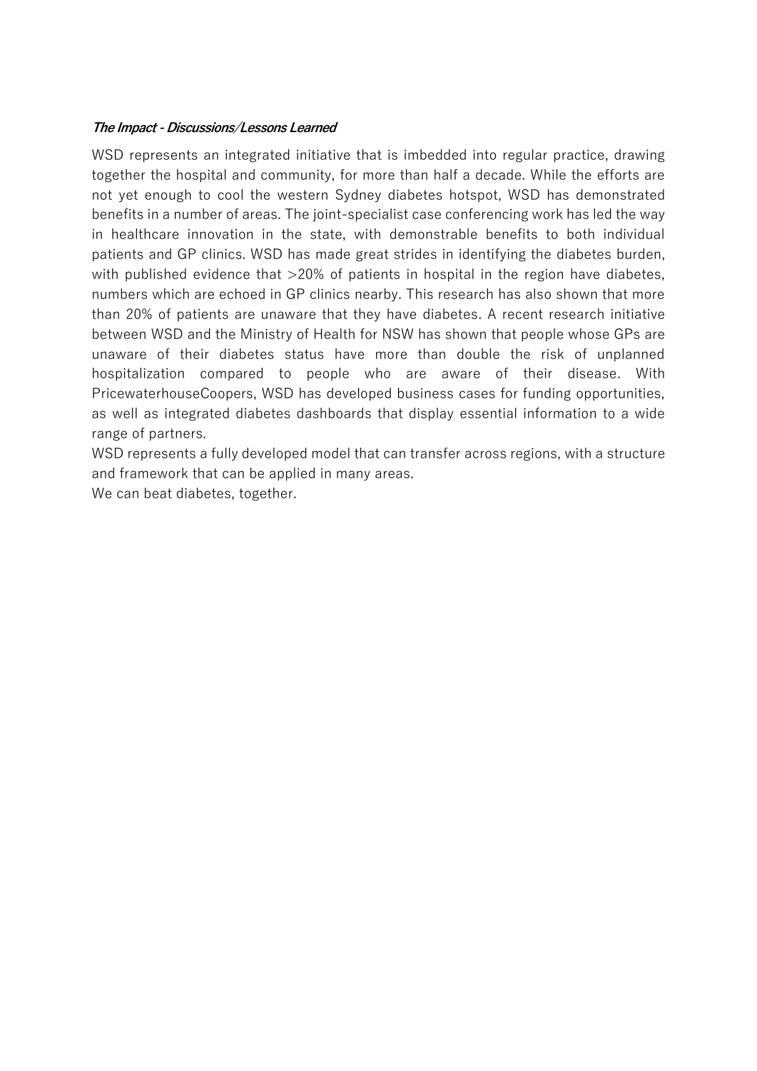***The Impact - Discussions/Lessons Learned***

WSD represents an integrated initiative that is imbedded into regular practice, drawing together the hospital and community, for more than half a decade. While the efforts are not yet enough to cool the western Sydney diabetes hotspot, WSD has demonstrated benefits in a number of areas. The joint-specialist case conferencing work has led the way in healthcare innovation in the state, with demonstrable benefits to both individual patients and GP clinics. WSD has made great strides in identifying the diabetes burden, with published evidence that >20% of patients in hospital in the region have diabetes, numbers which are echoed in GP clinics nearby. This research has also shown that more than 20% of patients are unaware that they have diabetes. A recent research initiative between WSD and the Ministry of Health for NSW has shown that people whose GPs are unaware of their diabetes status have more than double the risk of unplanned hospitalization compared to people who are aware of their disease. With PricewaterhouseCoopers, WSD has developed business cases for funding opportunities, as well as integrated diabetes dashboards that display essential information to a wide range of partners.

WSD represents a fully developed model that can transfer across regions, with a structure and framework that can be applied in many areas.

We can beat diabetes, together.